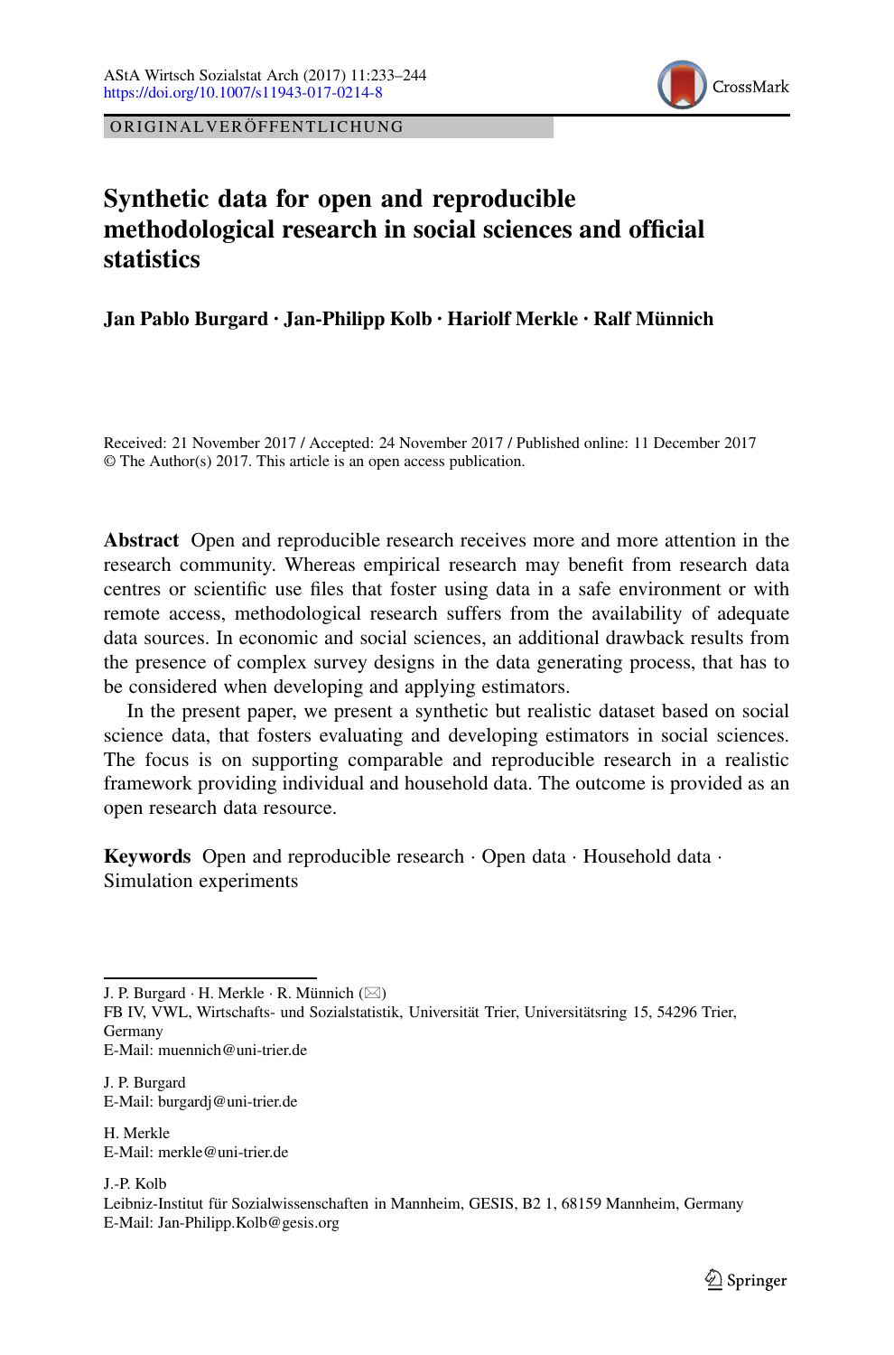ORIGINALVERÖFFENTLICHUNG

# Synthetic data for open and reproducible methodological research in social sciences and official statistics

**Jan Pablo Burgard · Jan-Philipp Kolb · Hariolf Merkle · Ralf Münnich**

Received: 21 November 2017 / Accepted: 24 November 2017 / Published online: 11 December 2017
© The Author(s) 2017. This article is an open access publication.

**Abstract** Open and reproducible research receives more and more attention in the research community. Whereas empirical research may benefit from research data centres or scientific use files that foster using data in a safe environment or with remote access, methodological research suffers from the availability of adequate data sources. In economic and social sciences, an additional drawback results from the presence of complex survey designs in the data generating process, that has to be considered when developing and applying estimators.

In the present paper, we present a synthetic but realistic dataset based on social science data, that fosters evaluating and developing estimators in social sciences. The focus is on supporting comparable and reproducible research in a realistic framework providing individual and household data. The outcome is provided as an open research data resource.

**Keywords** Open and reproducible research · Open data · Household data · Simulation experiments

---

J. P. Burgard · H. Merkle · R. Münnich (✉)
FB IV, VWL, Wirtschafts- und Sozialstatistik, Universität Trier, Universitätsring 15, 54296 Trier, Germany
E-Mail: muennich@uni-trier.de

J. P. Burgard
E-Mail: burgardj@uni-trier.de

H. Merkle
E-Mail: merkle@uni-trier.de

J.-P. Kolb
Leibniz-Institut für Sozialwissenschaften in Mannheim, GESIS, B2 1, 68159 Mannheim, Germany
E-Mail: Jan-Philipp.Kolb@gesis.org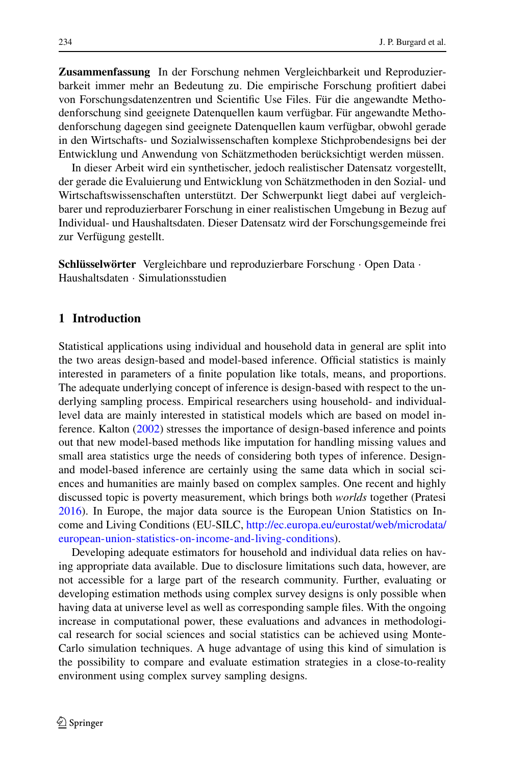**Zusammenfassung** In der Forschung nehmen Vergleichbarkeit und Reproduzierbarkeit immer mehr an Bedeutung zu. Die empirische Forschung profitiert dabei von Forschungsdatenzentren und Scientific Use Files. Für die angewandte Methodenforschung sind geeignete Datenquellen kaum verfügbar. Für angewandte Methodenforschung dagegen sind geeignete Datenquellen kaum verfügbar, obwohl gerade in den Wirtschafts- und Sozialwissenschaften komplexe Stichprobendesigns bei der Entwicklung und Anwendung von Schätzmethoden berücksichtigt werden müssen.

In dieser Arbeit wird ein synthetischer, jedoch realistischer Datensatz vorgestellt, der gerade die Evaluierung und Entwicklung von Schätzmethoden in den Sozial- und Wirtschaftswissenschaften unterstützt. Der Schwerpunkt liegt dabei auf vergleichbarer und reproduzierbarer Forschung in einer realistischen Umgebung in Bezug auf Individual- und Haushaltsdaten. Dieser Datensatz wird der Forschungsgemeinde frei zur Verfügung gestellt.

**Schlüsselwörter** Vergleichbare und reproduzierbare Forschung · Open Data · Haushaltsdaten · Simulationsstudien

## 1 Introduction

Statistical applications using individual and household data in general are split into the two areas design-based and model-based inference. Official statistics is mainly interested in parameters of a finite population like totals, means, and proportions. The adequate underlying concept of inference is design-based with respect to the underlying sampling process. Empirical researchers using household- and individual-level data are mainly interested in statistical models which are based on model inference. Kalton (2002) stresses the importance of design-based inference and points out that new model-based methods like imputation for handling missing values and small area statistics urge the needs of considering both types of inference. Design- and model-based inference are certainly using the same data which in social sciences and humanities are mainly based on complex samples. One recent and highly discussed topic is poverty measurement, which brings both *worlds* together (Pratesi 2016). In Europe, the major data source is the European Union Statistics on Income and Living Conditions (EU-SILC, http://ec.europa.eu/eurostat/web/microdata/european-union-statistics-on-income-and-living-conditions).

Developing adequate estimators for household and individual data relies on having appropriate data available. Due to disclosure limitations such data, however, are not accessible for a large part of the research community. Further, evaluating or developing estimation methods using complex survey designs is only possible when having data at universe level as well as corresponding sample files. With the ongoing increase in computational power, these evaluations and advances in methodological research for social sciences and social statistics can be achieved using Monte-Carlo simulation techniques. A huge advantage of using this kind of simulation is the possibility to compare and evaluate estimation strategies in a close-to-reality environment using complex survey sampling designs.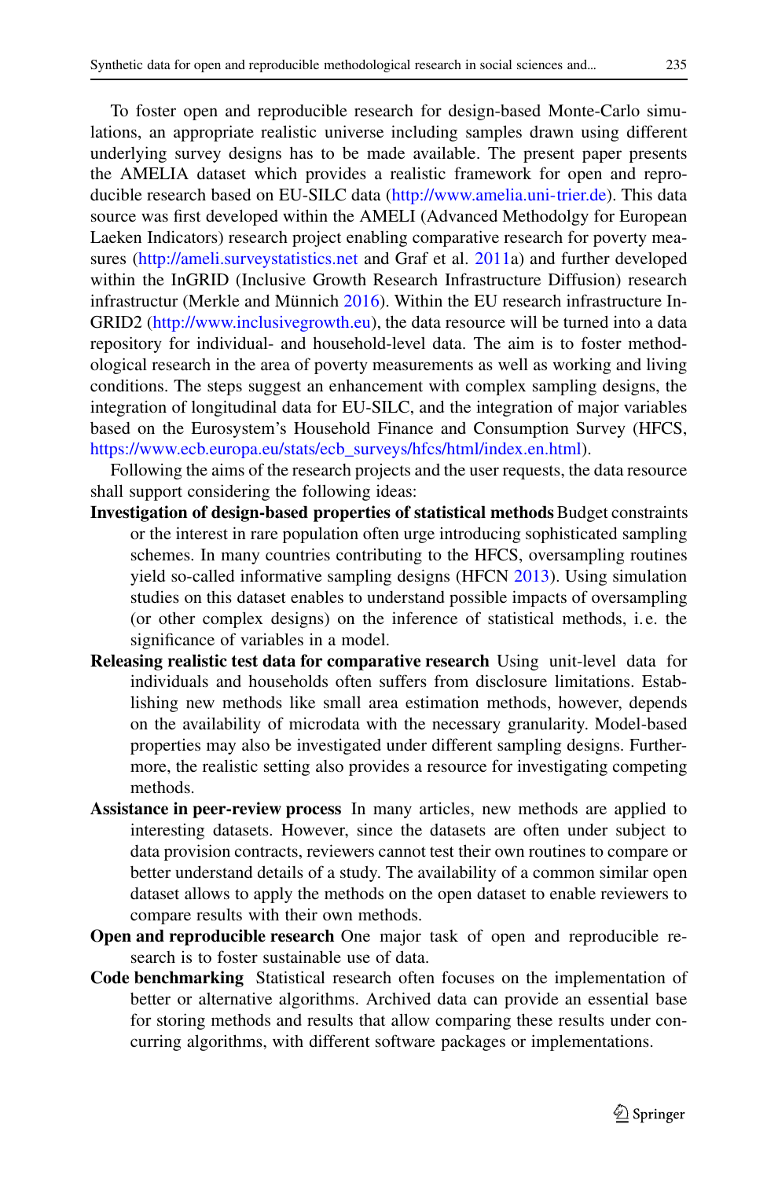To foster open and reproducible research for design-based Monte-Carlo simulations, an appropriate realistic universe including samples drawn using different underlying survey designs has to be made available. The present paper presents the AMELIA dataset which provides a realistic framework for open and reproducible research based on EU-SILC data (http://www.amelia.uni-trier.de). This data source was first developed within the AMELI (Advanced Methodolgy for European Laeken Indicators) research project enabling comparative research for poverty measures (http://ameli.surveystatistics.net and Graf et al. 2011a) and further developed within the InGRID (Inclusive Growth Research Infrastructure Diffusion) research infrastructur (Merkle and Münnich 2016). Within the EU research infrastructure InGRID2 (http://www.inclusivegrowth.eu), the data resource will be turned into a data repository for individual- and household-level data. The aim is to foster methodological research in the area of poverty measurements as well as working and living conditions. The steps suggest an enhancement with complex sampling designs, the integration of longitudinal data for EU-SILC, and the integration of major variables based on the Eurosystem's Household Finance and Consumption Survey (HFCS, https://www.ecb.europa.eu/stats/ecb_surveys/hfcs/html/index.en.html).

Following the aims of the research projects and the user requests, the data resource shall support considering the following ideas:

**Investigation of design-based properties of statistical methods** Budget constraints or the interest in rare population often urge introducing sophisticated sampling schemes. In many countries contributing to the HFCS, oversampling routines yield so-called informative sampling designs (HFCN 2013). Using simulation studies on this dataset enables to understand possible impacts of oversampling (or other complex designs) on the inference of statistical methods, i. e. the significance of variables in a model.

**Releasing realistic test data for comparative research** Using unit-level data for individuals and households often suffers from disclosure limitations. Establishing new methods like small area estimation methods, however, depends on the availability of microdata with the necessary granularity. Model-based properties may also be investigated under different sampling designs. Furthermore, the realistic setting also provides a resource for investigating competing methods.

**Assistance in peer-review process** In many articles, new methods are applied to interesting datasets. However, since the datasets are often under subject to data provision contracts, reviewers cannot test their own routines to compare or better understand details of a study. The availability of a common similar open dataset allows to apply the methods on the open dataset to enable reviewers to compare results with their own methods.

**Open and reproducible research** One major task of open and reproducible research is to foster sustainable use of data.

**Code benchmarking** Statistical research often focuses on the implementation of better or alternative algorithms. Archived data can provide an essential base for storing methods and results that allow comparing these results under concurring algorithms, with different software packages or implementations.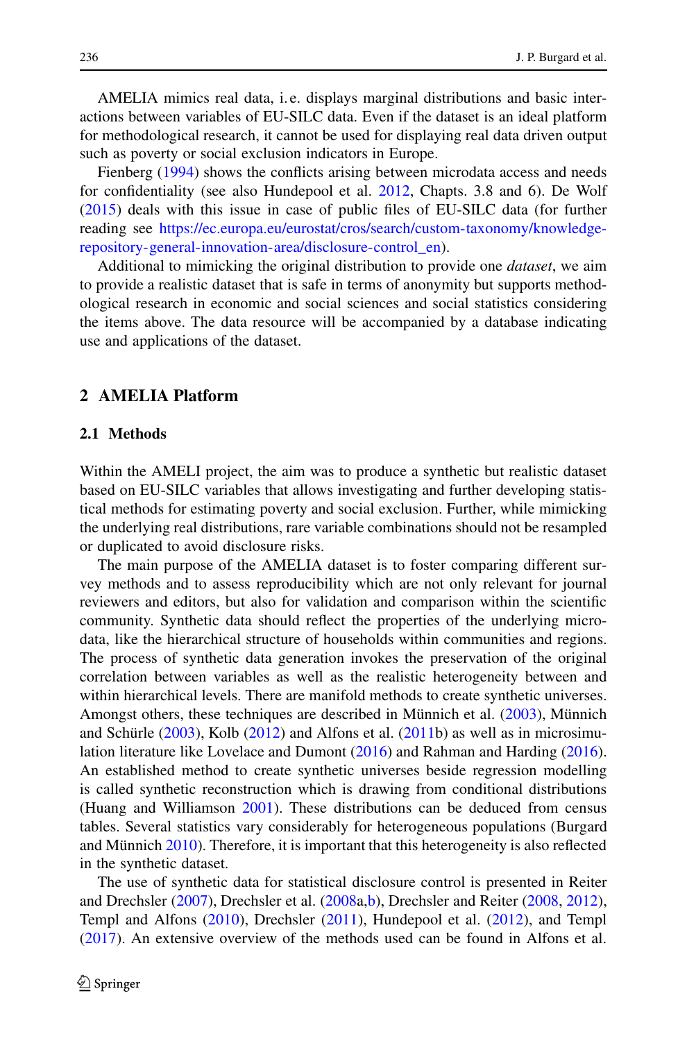AMELIA mimics real data, i. e. displays marginal distributions and basic interactions between variables of EU-SILC data. Even if the dataset is an ideal platform for methodological research, it cannot be used for displaying real data driven output such as poverty or social exclusion indicators in Europe.

Fienberg (1994) shows the conflicts arising between microdata access and needs for confidentiality (see also Hundepool et al. 2012, Chapts. 3.8 and 6). De Wolf (2015) deals with this issue in case of public files of EU-SILC data (for further reading see https://ec.europa.eu/eurostat/cros/search/custom-taxonomy/knowledge-repository-general-innovation-area/disclosure-control_en).

Additional to mimicking the original distribution to provide one *dataset*, we aim to provide a realistic dataset that is safe in terms of anonymity but supports methodological research in economic and social sciences and social statistics considering the items above. The data resource will be accompanied by a database indicating use and applications of the dataset.

## 2 AMELIA Platform

### 2.1 Methods

Within the AMELI project, the aim was to produce a synthetic but realistic dataset based on EU-SILC variables that allows investigating and further developing statistical methods for estimating poverty and social exclusion. Further, while mimicking the underlying real distributions, rare variable combinations should not be resampled or duplicated to avoid disclosure risks.

The main purpose of the AMELIA dataset is to foster comparing different survey methods and to assess reproducibility which are not only relevant for journal reviewers and editors, but also for validation and comparison within the scientific community. Synthetic data should reflect the properties of the underlying microdata, like the hierarchical structure of households within communities and regions. The process of synthetic data generation invokes the preservation of the original correlation between variables as well as the realistic heterogeneity between and within hierarchical levels. There are manifold methods to create synthetic universes. Amongst others, these techniques are described in Münnich et al. (2003), Münnich and Schürle (2003), Kolb (2012) and Alfons et al. (2011b) as well as in microsimulation literature like Lovelace and Dumont (2016) and Rahman and Harding (2016). An established method to create synthetic universes beside regression modelling is called synthetic reconstruction which is drawing from conditional distributions (Huang and Williamson 2001). These distributions can be deduced from census tables. Several statistics vary considerably for heterogeneous populations (Burgard and Münnich 2010). Therefore, it is important that this heterogeneity is also reflected in the synthetic dataset.

The use of synthetic data for statistical disclosure control is presented in Reiter and Drechsler (2007), Drechsler et al. (2008a,b), Drechsler and Reiter (2008, 2012), Templ and Alfons (2010), Drechsler (2011), Hundepool et al. (2012), and Templ (2017). An extensive overview of the methods used can be found in Alfons et al.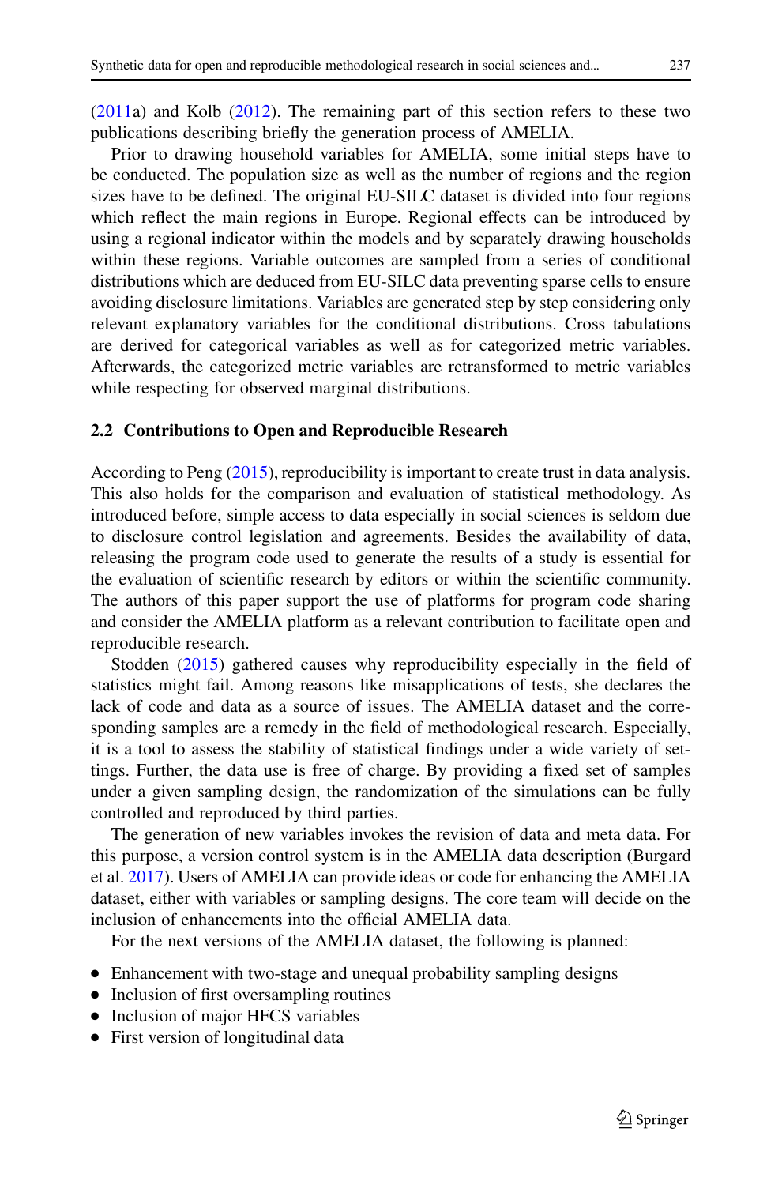(2011a) and Kolb (2012). The remaining part of this section refers to these two publications describing briefly the generation process of AMELIA.

Prior to drawing household variables for AMELIA, some initial steps have to be conducted. The population size as well as the number of regions and the region sizes have to be defined. The original EU-SILC dataset is divided into four regions which reflect the main regions in Europe. Regional effects can be introduced by using a regional indicator within the models and by separately drawing households within these regions. Variable outcomes are sampled from a series of conditional distributions which are deduced from EU-SILC data preventing sparse cells to ensure avoiding disclosure limitations. Variables are generated step by step considering only relevant explanatory variables for the conditional distributions. Cross tabulations are derived for categorical variables as well as for categorized metric variables. Afterwards, the categorized metric variables are retransformed to metric variables while respecting for observed marginal distributions.

### 2.2 Contributions to Open and Reproducible Research

According to Peng (2015), reproducibility is important to create trust in data analysis. This also holds for the comparison and evaluation of statistical methodology. As introduced before, simple access to data especially in social sciences is seldom due to disclosure control legislation and agreements. Besides the availability of data, releasing the program code used to generate the results of a study is essential for the evaluation of scientific research by editors or within the scientific community. The authors of this paper support the use of platforms for program code sharing and consider the AMELIA platform as a relevant contribution to facilitate open and reproducible research.

Stodden (2015) gathered causes why reproducibility especially in the field of statistics might fail. Among reasons like misapplications of tests, she declares the lack of code and data as a source of issues. The AMELIA dataset and the corresponding samples are a remedy in the field of methodological research. Especially, it is a tool to assess the stability of statistical findings under a wide variety of settings. Further, the data use is free of charge. By providing a fixed set of samples under a given sampling design, the randomization of the simulations can be fully controlled and reproduced by third parties.

The generation of new variables invokes the revision of data and meta data. For this purpose, a version control system is in the AMELIA data description (Burgard et al. 2017). Users of AMELIA can provide ideas or code for enhancing the AMELIA dataset, either with variables or sampling designs. The core team will decide on the inclusion of enhancements into the official AMELIA data.

For the next versions of the AMELIA dataset, the following is planned:

- Enhancement with two-stage and unequal probability sampling designs
- Inclusion of first oversampling routines
- Inclusion of major HFCS variables
- First version of longitudinal data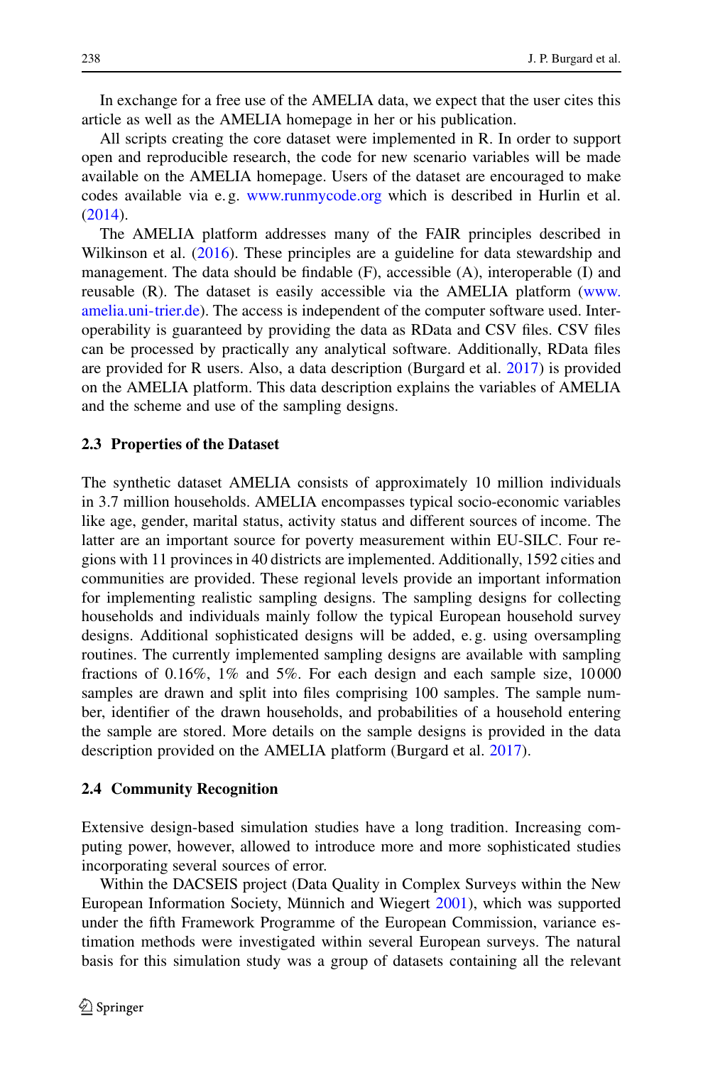In exchange for a free use of the AMELIA data, we expect that the user cites this article as well as the AMELIA homepage in her or his publication.

All scripts creating the core dataset were implemented in R. In order to support open and reproducible research, the code for new scenario variables will be made available on the AMELIA homepage. Users of the dataset are encouraged to make codes available via e. g. www.runmycode.org which is described in Hurlin et al. (2014).

The AMELIA platform addresses many of the FAIR principles described in Wilkinson et al. (2016). These principles are a guideline for data stewardship and management. The data should be findable (F), accessible (A), interoperable (I) and reusable (R). The dataset is easily accessible via the AMELIA platform (www.amelia.uni-trier.de). The access is independent of the computer software used. Interoperability is guaranteed by providing the data as RData and CSV files. CSV files can be processed by practically any analytical software. Additionally, RData files are provided for R users. Also, a data description (Burgard et al. 2017) is provided on the AMELIA platform. This data description explains the variables of AMELIA and the scheme and use of the sampling designs.

### 2.3 Properties of the Dataset

The synthetic dataset AMELIA consists of approximately 10 million individuals in 3.7 million households. AMELIA encompasses typical socio-economic variables like age, gender, marital status, activity status and different sources of income. The latter are an important source for poverty measurement within EU-SILC. Four regions with 11 provinces in 40 districts are implemented. Additionally, 1592 cities and communities are provided. These regional levels provide an important information for implementing realistic sampling designs. The sampling designs for collecting households and individuals mainly follow the typical European household survey designs. Additional sophisticated designs will be added, e. g. using oversampling routines. The currently implemented sampling designs are available with sampling fractions of 0.16%, 1% and 5%. For each design and each sample size, 10 000 samples are drawn and split into files comprising 100 samples. The sample number, identifier of the drawn households, and probabilities of a household entering the sample are stored. More details on the sample designs is provided in the data description provided on the AMELIA platform (Burgard et al. 2017).

### 2.4 Community Recognition

Extensive design-based simulation studies have a long tradition. Increasing computing power, however, allowed to introduce more and more sophisticated studies incorporating several sources of error.

Within the DACSEIS project (Data Quality in Complex Surveys within the New European Information Society, Münnich and Wiegert 2001), which was supported under the fifth Framework Programme of the European Commission, variance estimation methods were investigated within several European surveys. The natural basis for this simulation study was a group of datasets containing all the relevant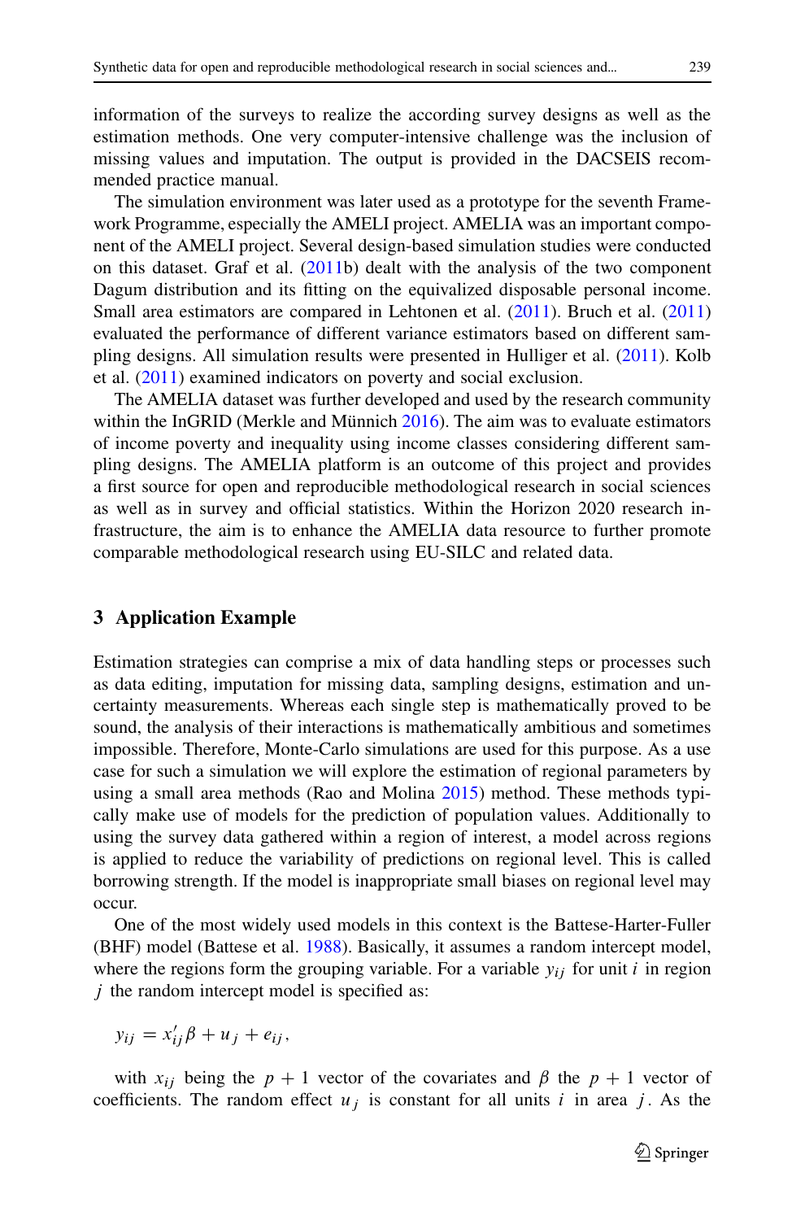information of the surveys to realize the according survey designs as well as the estimation methods. One very computer-intensive challenge was the inclusion of missing values and imputation. The output is provided in the DACSEIS recommended practice manual.

The simulation environment was later used as a prototype for the seventh Framework Programme, especially the AMELI project. AMELIA was an important component of the AMELI project. Several design-based simulation studies were conducted on this dataset. Graf et al. (2011b) dealt with the analysis of the two component Dagum distribution and its fitting on the equivalized disposable personal income. Small area estimators are compared in Lehtonen et al. (2011). Bruch et al. (2011) evaluated the performance of different variance estimators based on different sampling designs. All simulation results were presented in Hulliger et al. (2011). Kolb et al. (2011) examined indicators on poverty and social exclusion.

The AMELIA dataset was further developed and used by the research community within the InGRID (Merkle and Münnich 2016). The aim was to evaluate estimators of income poverty and inequality using income classes considering different sampling designs. The AMELIA platform is an outcome of this project and provides a first source for open and reproducible methodological research in social sciences as well as in survey and official statistics. Within the Horizon 2020 research infrastructure, the aim is to enhance the AMELIA data resource to further promote comparable methodological research using EU-SILC and related data.

## 3 Application Example

Estimation strategies can comprise a mix of data handling steps or processes such as data editing, imputation for missing data, sampling designs, estimation and uncertainty measurements. Whereas each single step is mathematically proved to be sound, the analysis of their interactions is mathematically ambitious and sometimes impossible. Therefore, Monte-Carlo simulations are used for this purpose. As a use case for such a simulation we will explore the estimation of regional parameters by using a small area methods (Rao and Molina 2015) method. These methods typically make use of models for the prediction of population values. Additionally to using the survey data gathered within a region of interest, a model across regions is applied to reduce the variability of predictions on regional level. This is called borrowing strength. If the model is inappropriate small biases on regional level may occur.

One of the most widely used models in this context is the Battese-Harter-Fuller (BHF) model (Battese et al. 1988). Basically, it assumes a random intercept model, where the regions form the grouping variable. For a variable $y_{ij}$ for unit $i$ in region $j$ the random intercept model is specified as:

$$y_{ij} = x_{ij}'\beta + u_j + e_{ij},$$

with $x_{ij}$ being the $p+1$ vector of the covariates and $\beta$ the $p+1$ vector of coefficients. The random effect $u_j$ is constant for all units $i$ in area $j$. As the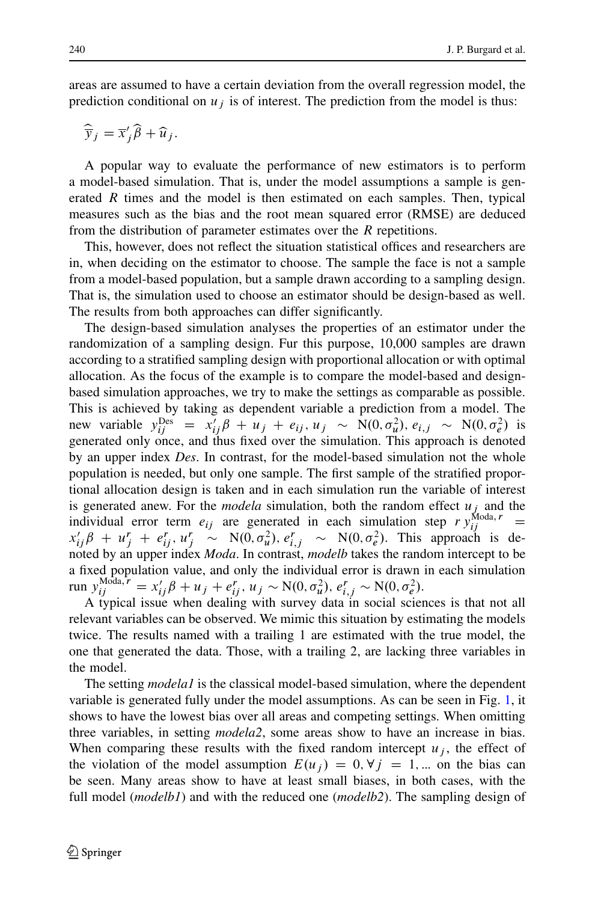areas are assumed to have a certain deviation from the overall regression model, the prediction conditional on $u_j$ is of interest. The prediction from the model is thus:

$$\widehat{\overline{y}}_j = \overline{x}'_j \widehat{\beta} + \widehat{u}_j.$$

A popular way to evaluate the performance of new estimators is to perform a model-based simulation. That is, under the model assumptions a sample is generated $R$ times and the model is then estimated on each samples. Then, typical measures such as the bias and the root mean squared error (RMSE) are deduced from the distribution of parameter estimates over the $R$ repetitions.

This, however, does not reflect the situation statistical offices and researchers are in, when deciding on the estimator to choose. The sample the face is not a sample from a model-based population, but a sample drawn according to a sampling design. That is, the simulation used to choose an estimator should be design-based as well. The results from both approaches can differ significantly.

The design-based simulation analyses the properties of an estimator under the randomization of a sampling design. Fur this purpose, 10,000 samples are drawn according to a stratified sampling design with proportional allocation or with optimal allocation. As the focus of the example is to compare the model-based and design-based simulation approaches, we try to make the settings as comparable as possible. This is achieved by taking as dependent variable a prediction from a model. The new variable $y_{ij}^{\text{Des}} = x'_{ij}\beta + u_j + e_{ij}, u_j \sim \text{N}(0, \sigma_u^2), e_{i,j} \sim \text{N}(0, \sigma_e^2)$ is generated only once, and thus fixed over the simulation. This approach is denoted by an upper index *Des*. In contrast, for the model-based simulation not the whole population is needed, but only one sample. The first sample of the stratified proportional allocation design is taken and in each simulation run the variable of interest is generated anew. For the *modela* simulation, both the random effect $u_j$ and the individual error term $e_{ij}$ are generated in each simulation step $r$ $y_{ij}^{\text{Moda},r} = x'_{ij}\beta + u_j^r + e_{ij}^r, u_j^r \sim \text{N}(0, \sigma_u^2), e_{i,j}^r \sim \text{N}(0, \sigma_e^2)$. This approach is denoted by an upper index *Moda*. In contrast, *modelb* takes the random intercept to be a fixed population value, and only the individual error is drawn in each simulation run $y_{ij}^{\text{Moda},r} = x'_{ij}\beta + u_j + e_{ij}^r, u_j \sim \text{N}(0, \sigma_u^2), e_{i,j}^r \sim \text{N}(0, \sigma_e^2)$.

A typical issue when dealing with survey data in social sciences is that not all relevant variables can be observed. We mimic this situation by estimating the models twice. The results named with a trailing 1 are estimated with the true model, the one that generated the data. Those, with a trailing 2, are lacking three variables in the model.

The setting *modela1* is the classical model-based simulation, where the dependent variable is generated fully under the model assumptions. As can be seen in Fig. 1, it shows to have the lowest bias over all areas and competing settings. When omitting three variables, in setting *modela2*, some areas show to have an increase in bias. When comparing these results with the fixed random intercept $u_j$, the effect of the violation of the model assumption $E(u_j) = 0, \forall j = 1, ...$ on the bias can be seen. Many areas show to have at least small biases, in both cases, with the full model (*modelb1*) and with the reduced one (*modelb2*). The sampling design of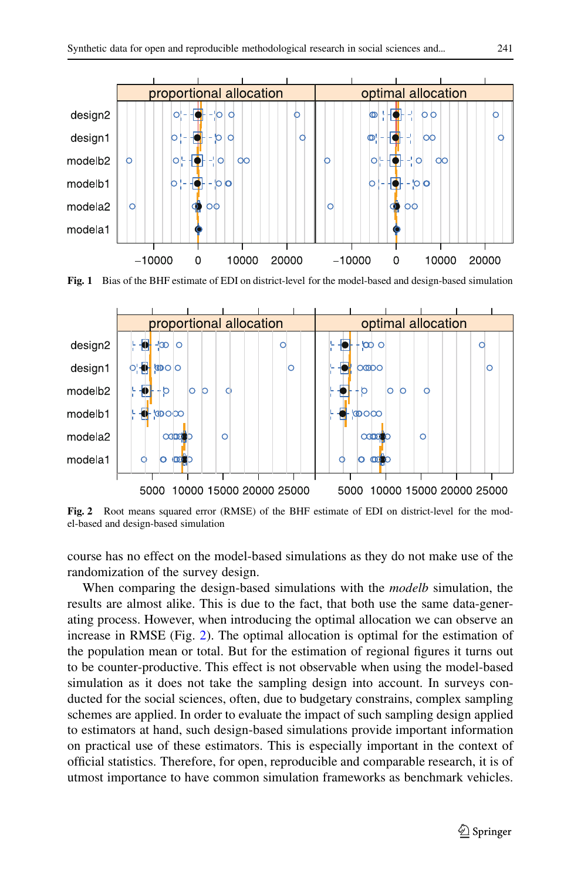**Fig. 1** Bias of the BHF estimate of EDI on district-level for the model-based and design-based simulation

**Fig. 2** Root means squared error (RMSE) of the BHF estimate of EDI on district-level for the model-based and design-based simulation

course has no effect on the model-based simulations as they do not make use of the randomization of the survey design.

When comparing the design-based simulations with the *modelb* simulation, the results are almost alike. This is due to the fact, that both use the same data-generating process. However, when introducing the optimal allocation we can observe an increase in RMSE (Fig. 2). The optimal allocation is optimal for the estimation of the population mean or total. But for the estimation of regional figures it turns out to be counter-productive. This effect is not observable when using the model-based simulation as it does not take the sampling design into account. In surveys conducted for the social sciences, often, due to budgetary constrains, complex sampling schemes are applied. In order to evaluate the impact of such sampling design applied to estimators at hand, such design-based simulations provide important information on practical use of these estimators. This is especially important in the context of official statistics. Therefore, for open, reproducible and comparable research, it is of utmost importance to have common simulation frameworks as benchmark vehicles.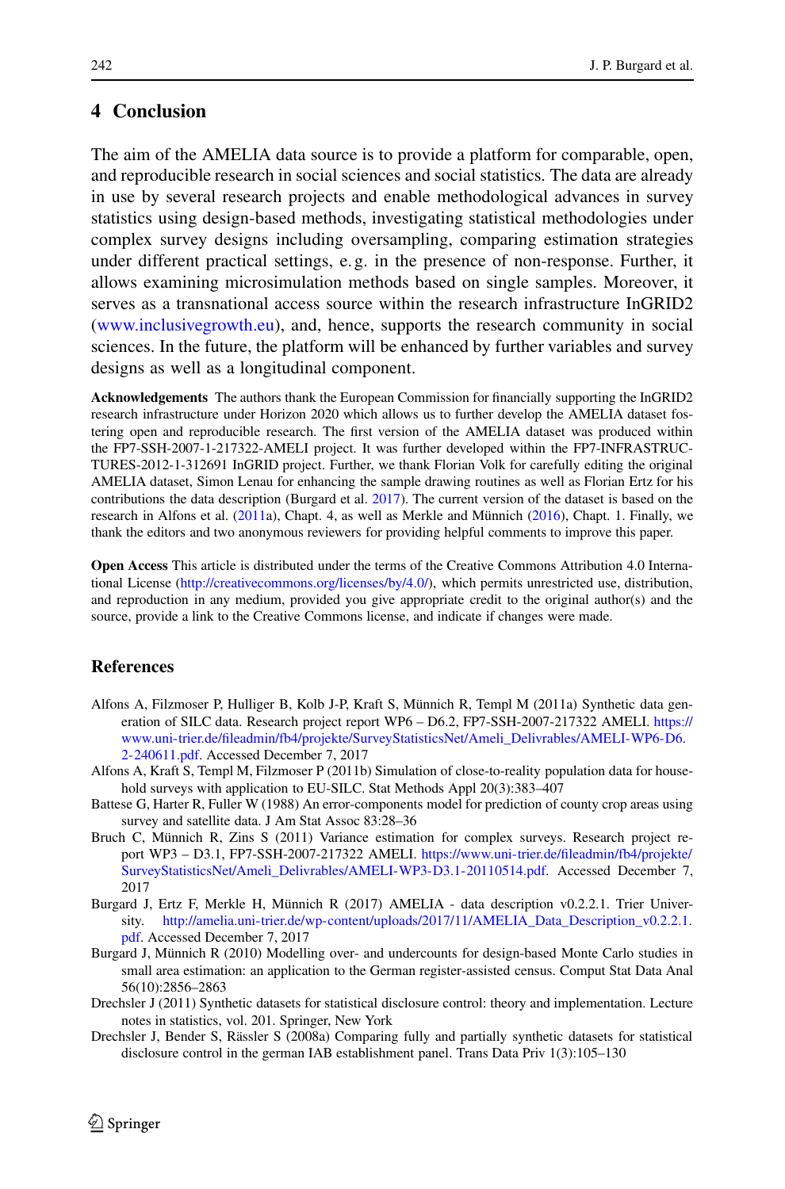## 4 Conclusion

The aim of the AMELIA data source is to provide a platform for comparable, open, and reproducible research in social sciences and social statistics. The data are already in use by several research projects and enable methodological advances in survey statistics using design-based methods, investigating statistical methodologies under complex survey designs including oversampling, comparing estimation strategies under different practical settings, e. g. in the presence of non-response. Further, it allows examining microsimulation methods based on single samples. Moreover, it serves as a transnational access source within the research infrastructure InGRID2 (www.inclusivegrowth.eu), and, hence, supports the research community in social sciences. In the future, the platform will be enhanced by further variables and survey designs as well as a longitudinal component.

**Acknowledgements** The authors thank the European Commission for financially supporting the InGRID2 research infrastructure under Horizon 2020 which allows us to further develop the AMELIA dataset fostering open and reproducible research. The first version of the AMELIA dataset was produced within the FP7-SSH-2007-1-217322-AMELI project. It was further developed within the FP7-INFRASTRUCTURES-2012-1-312691 InGRID project. Further, we thank Florian Volk for carefully editing the original AMELIA dataset, Simon Lenau for enhancing the sample drawing routines as well as Florian Ertz for his contributions the data description (Burgard et al. 2017). The current version of the dataset is based on the research in Alfons et al. (2011a), Chapt. 4, as well as Merkle and Münnich (2016), Chapt. 1. Finally, we thank the editors and two anonymous reviewers for providing helpful comments to improve this paper.

**Open Access** This article is distributed under the terms of the Creative Commons Attribution 4.0 International License (http://creativecommons.org/licenses/by/4.0/), which permits unrestricted use, distribution, and reproduction in any medium, provided you give appropriate credit to the original author(s) and the source, provide a link to the Creative Commons license, and indicate if changes were made.

## References

Alfons A, Filzmoser P, Hulliger B, Kolb J-P, Kraft S, Münnich R, Templ M (2011a) Synthetic data generation of SILC data. Research project report WP6 – D6.2, FP7-SSH-2007-217322 AMELI. https://www.uni-trier.de/fileadmin/fb4/projekte/SurveyStatisticsNet/Ameli_Delivrables/AMELI-WP6-D6.2-240611.pdf. Accessed December 7, 2017

Alfons A, Kraft S, Templ M, Filzmoser P (2011b) Simulation of close-to-reality population data for household surveys with application to EU-SILC. Stat Methods Appl 20(3):383–407

Battese G, Harter R, Fuller W (1988) An error-components model for prediction of county crop areas using survey and satellite data. J Am Stat Assoc 83:28–36

Bruch C, Münnich R, Zins S (2011) Variance estimation for complex surveys. Research project report WP3 – D3.1, FP7-SSH-2007-217322 AMELI. https://www.uni-trier.de/fileadmin/fb4/projekte/SurveyStatisticsNet/Ameli_Delivrables/AMELI-WP3-D3.1-20110514.pdf. Accessed December 7, 2017

Burgard J, Ertz F, Merkle H, Münnich R (2017) AMELIA - data description v0.2.2.1. Trier University. http://amelia.uni-trier.de/wp-content/uploads/2017/11/AMELIA_Data_Description_v0.2.2.1.pdf. Accessed December 7, 2017

Burgard J, Münnich R (2010) Modelling over- and undercounts for design-based Monte Carlo studies in small area estimation: an application to the German register-assisted census. Comput Stat Data Anal 56(10):2856–2863

Drechsler J (2011) Synthetic datasets for statistical disclosure control: theory and implementation. Lecture notes in statistics, vol. 201. Springer, New York

Drechsler J, Bender S, Rässler S (2008a) Comparing fully and partially synthetic datasets for statistical disclosure control in the german IAB establishment panel. Trans Data Priv 1(3):105–130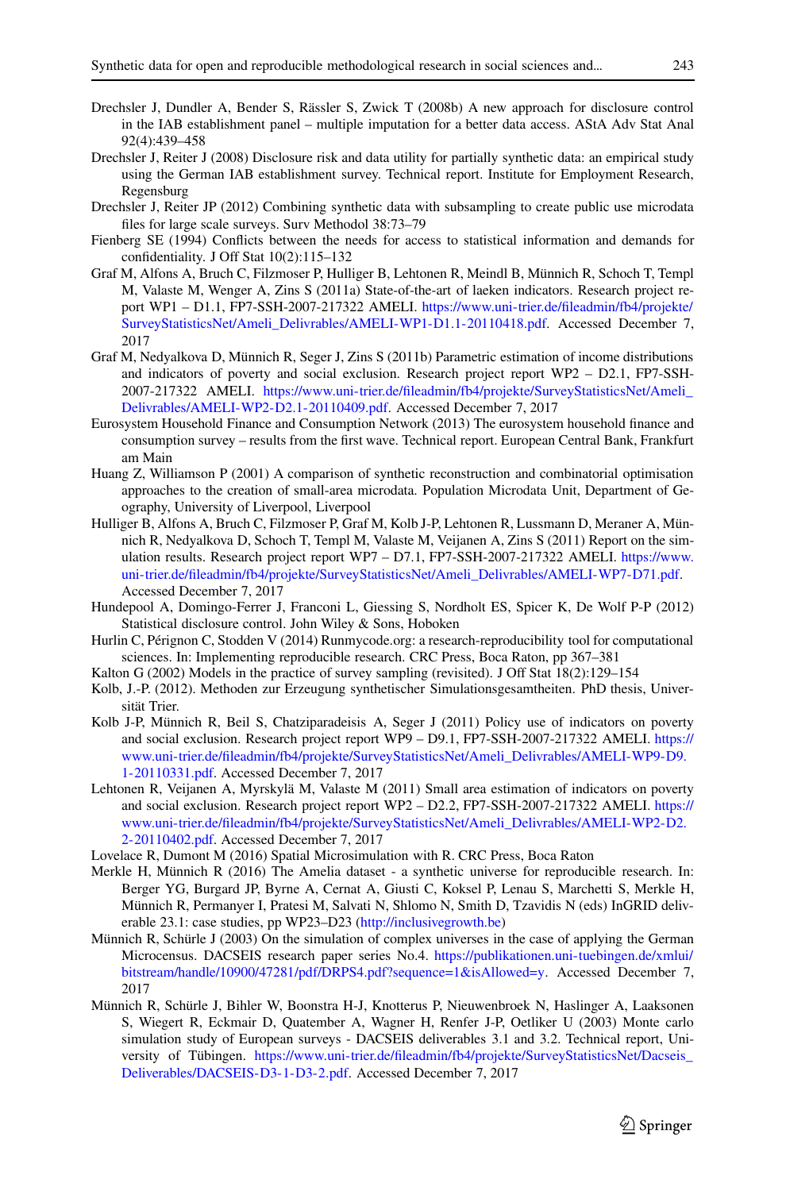Drechsler J, Dundler A, Bender S, Rässler S, Zwick T (2008b) A new approach for disclosure control in the IAB establishment panel – multiple imputation for a better data access. AStA Adv Stat Anal 92(4):439–458

Drechsler J, Reiter J (2008) Disclosure risk and data utility for partially synthetic data: an empirical study using the German IAB establishment survey. Technical report. Institute for Employment Research, Regensburg

Drechsler J, Reiter JP (2012) Combining synthetic data with subsampling to create public use microdata files for large scale surveys. Surv Methodol 38:73–79

Fienberg SE (1994) Conflicts between the needs for access to statistical information and demands for confidentiality. J Off Stat 10(2):115–132

Graf M, Alfons A, Bruch C, Filzmoser P, Hulliger B, Lehtonen R, Meindl B, Münnich R, Schoch T, Templ M, Valaste M, Wenger A, Zins S (2011a) State-of-the-art of laeken indicators. Research project report WP1 – D1.1, FP7-SSH-2007-217322 AMELI. https://www.uni-trier.de/fileadmin/fb4/projekte/SurveyStatisticsNet/Ameli_Delivrables/AMELI-WP1-D1.1-20110418.pdf. Accessed December 7, 2017

Graf M, Nedyalkova D, Münnich R, Seger J, Zins S (2011b) Parametric estimation of income distributions and indicators of poverty and social exclusion. Research project report WP2 – D2.1, FP7-SSH-2007-217322 AMELI. https://www.uni-trier.de/fileadmin/fb4/projekte/SurveyStatisticsNet/Ameli_Delivrables/AMELI-WP2-D2.1-20110409.pdf. Accessed December 7, 2017

Eurosystem Household Finance and Consumption Network (2013) The eurosystem household finance and consumption survey – results from the first wave. Technical report. European Central Bank, Frankfurt am Main

Huang Z, Williamson P (2001) A comparison of synthetic reconstruction and combinatorial optimisation approaches to the creation of small-area microdata. Population Microdata Unit, Department of Geography, University of Liverpool, Liverpool

Hulliger B, Alfons A, Bruch C, Filzmoser P, Graf M, Kolb J-P, Lehtonen R, Lussmann D, Meraner A, Münnich R, Nedyalkova D, Schoch T, Templ M, Valaste M, Veijanen A, Zins S (2011) Report on the simulation results. Research project report WP7 – D7.1, FP7-SSH-2007-217322 AMELI. https://www.uni-trier.de/fileadmin/fb4/projekte/SurveyStatisticsNet/Ameli_Delivrables/AMELI-WP7-D71.pdf. Accessed December 7, 2017

Hundepool A, Domingo-Ferrer J, Franconi L, Giessing S, Nordholt ES, Spicer K, De Wolf P-P (2012) Statistical disclosure control. John Wiley & Sons, Hoboken

Hurlin C, Pérignon C, Stodden V (2014) Runmycode.org: a research-reproducibility tool for computational sciences. In: Implementing reproducible research. CRC Press, Boca Raton, pp 367–381

Kalton G (2002) Models in the practice of survey sampling (revisited). J Off Stat 18(2):129–154

Kolb, J.-P. (2012). Methoden zur Erzeugung synthetischer Simulationsgesamtheiten. PhD thesis, Universität Trier.

Kolb J-P, Münnich R, Beil S, Chatziparadeisis A, Seger J (2011) Policy use of indicators on poverty and social exclusion. Research project report WP9 – D9.1, FP7-SSH-2007-217322 AMELI. https://www.uni-trier.de/fileadmin/fb4/projekte/SurveyStatisticsNet/Ameli_Delivrables/AMELI-WP9-D9.1-20110331.pdf. Accessed December 7, 2017

Lehtonen R, Veijanen A, Myrskylä M, Valaste M (2011) Small area estimation of indicators on poverty and social exclusion. Research project report WP2 – D2.2, FP7-SSH-2007-217322 AMELI. https://www.uni-trier.de/fileadmin/fb4/projekte/SurveyStatisticsNet/Ameli_Delivrables/AMELI-WP2-D2.2-20110402.pdf. Accessed December 7, 2017

Lovelace R, Dumont M (2016) Spatial Microsimulation with R. CRC Press, Boca Raton

Merkle H, Münnich R (2016) The Amelia dataset - a synthetic universe for reproducible research. In: Berger YG, Burgard JP, Byrne A, Cernat A, Giusti C, Koksel P, Lenau S, Marchetti S, Merkle H, Münnich R, Permanyer I, Pratesi M, Salvati N, Shlomo N, Smith D, Tzavidis N (eds) InGRID deliverable 23.1: case studies, pp WP23–D23 (http://inclusivegrowth.be)

Münnich R, Schürle J (2003) On the simulation of complex universes in the case of applying the German Microcensus. DACSEIS research paper series No.4. https://publikationen.uni-tuebingen.de/xmlui/bitstream/handle/10900/47281/pdf/DRPS4.pdf?sequence=1&isAllowed=y. Accessed December 7, 2017

Münnich R, Schürle J, Bihler W, Boonstra H-J, Knotterus P, Nieuwenbroek N, Haslinger A, Laaksonen S, Wiegert R, Eckmair D, Quatember A, Wagner H, Renfer J-P, Oetliker U (2003) Monte carlo simulation study of European surveys - DACSEIS deliverables 3.1 and 3.2. Technical report, University of Tübingen. https://www.uni-trier.de/fileadmin/fb4/projekte/SurveyStatisticsNet/Dacseis_Deliverables/DACSEIS-D3-1-D3-2.pdf. Accessed December 7, 2017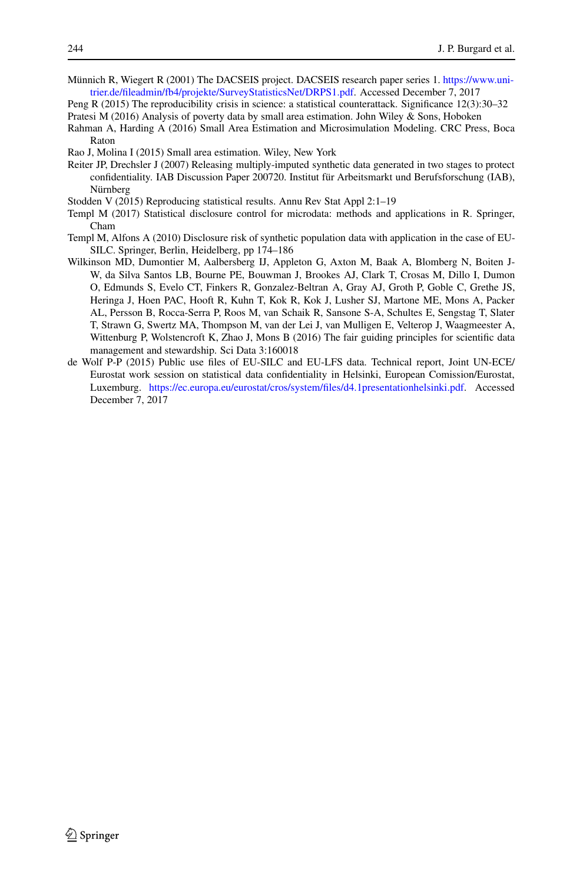Münnich R, Wiegert R (2001) The DACSEIS project. DACSEIS research paper series 1. https://www.uni-trier.de/fileadmin/fb4/projekte/SurveyStatisticsNet/DRPS1.pdf. Accessed December 7, 2017

Peng R (2015) The reproducibility crisis in science: a statistical counterattack. Significance 12(3):30–32

Pratesi M (2016) Analysis of poverty data by small area estimation. John Wiley & Sons, Hoboken

Rahman A, Harding A (2016) Small Area Estimation and Microsimulation Modeling. CRC Press, Boca Raton

Rao J, Molina I (2015) Small area estimation. Wiley, New York

Reiter JP, Drechsler J (2007) Releasing multiply-imputed synthetic data generated in two stages to protect confidentiality. IAB Discussion Paper 200720. Institut für Arbeitsmarkt und Berufsforschung (IAB), Nürnberg

Stodden V (2015) Reproducing statistical results. Annu Rev Stat Appl 2:1–19

Templ M (2017) Statistical disclosure control for microdata: methods and applications in R. Springer, Cham

Templ M, Alfons A (2010) Disclosure risk of synthetic population data with application in the case of EU-SILC. Springer, Berlin, Heidelberg, pp 174–186

Wilkinson MD, Dumontier M, Aalbersberg IJ, Appleton G, Axton M, Baak A, Blomberg N, Boiten J-W, da Silva Santos LB, Bourne PE, Bouwman J, Brookes AJ, Clark T, Crosas M, Dillo I, Dumon O, Edmunds S, Evelo CT, Finkers R, Gonzalez-Beltran A, Gray AJ, Groth P, Goble C, Grethe JS, Heringa J, Hoen PAC, Hooft R, Kuhn T, Kok R, Kok J, Lusher SJ, Martone ME, Mons A, Packer AL, Persson B, Rocca-Serra P, Roos M, van Schaik R, Sansone S-A, Schultes E, Sengstag T, Slater T, Strawn G, Swertz MA, Thompson M, van der Lei J, van Mulligen E, Velterop J, Waagmeester A, Wittenburg P, Wolstencroft K, Zhao J, Mons B (2016) The fair guiding principles for scientific data management and stewardship. Sci Data 3:160018

de Wolf P-P (2015) Public use files of EU-SILC and EU-LFS data. Technical report, Joint UN-ECE/Eurostat work session on statistical data confidentiality in Helsinki, European Comission/Eurostat, Luxemburg. https://ec.europa.eu/eurostat/cros/system/files/d4.1presentationhelsinki.pdf. Accessed December 7, 2017